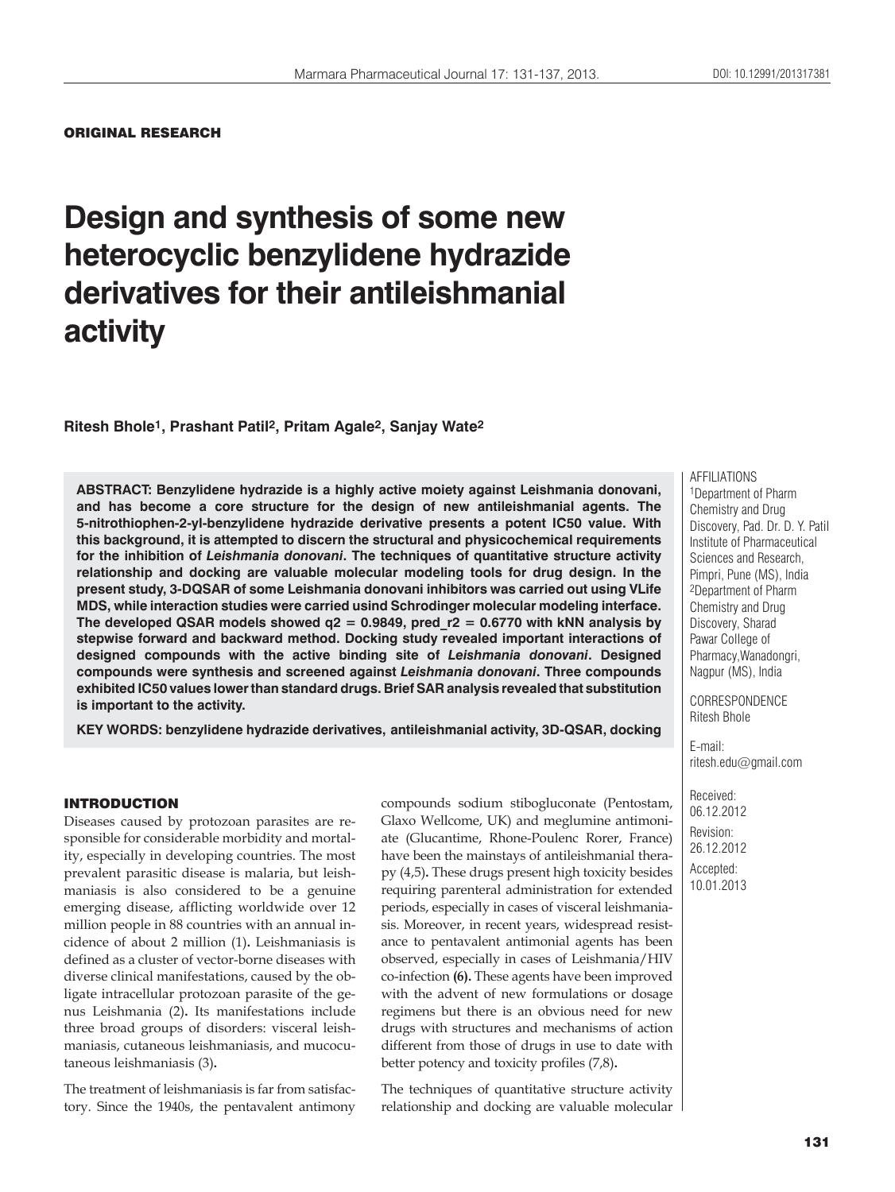ORIGINAL RESEARCH

# Design and synthesis of some new heterocyclic benzylidene hydrazide derivatives for their antileishmanial activity

**Ritesh Bhole[1], Prashant Patil[2], Pritam Agale[2], Sanjay Wate[2]**

**ABSTRACT: Benzylidene hydrazide is a highly active moiety against Leishmania donovani, and has become a core structure for the design of new antileishmanial agents. The 5-nitrothiophen-2-yl-benzylidene hydrazide derivative presents a potent IC50 value. With this background, it is attempted to discern the structural and physicochemical requirements for the inhibition of *Leishmania donovani*. The techniques of quantitative structure activity relationship and docking are valuable molecular modeling tools for drug design. In the present study, 3-DQSAR of some Leishmania donovani inhibitors was carried out using VLife MDS, while interaction studies were carried usind Schrodinger molecular modeling interface. The developed QSAR models showed q2 = 0.9849, pred_r2 = 0.6770 with kNN analysis by stepwise forward and backward method. Docking study revealed important interactions of designed compounds with the active binding site of *Leishmania donovani*. Designed compounds were synthesis and screened against *Leishmania donovani*. Three compounds exhibited IC50 values lower than standard drugs. Brief SAR analysis revealed that substitution is important to the activity.**

**KEY WORDS: benzylidene hydrazide derivatives, antileishmanial activity, 3D-QSAR, docking**

AFFILIATIONS
[1]Department of Pharm Chemistry and Drug Discovery, Pad. Dr. D. Y. Patil Institute of Pharmaceutical Sciences and Research, Pimpri, Pune (MS), India
[2]Department of Pharm Chemistry and Drug Discovery, Sharad Pawar College of Pharmacy,Wanadongri, Nagpur (MS), India

CORRESPONDENCE
Ritesh Bhole

E-mail:
ritesh.edu@gmail.com

Received:
06.12.2012
Revision:
26.12.2012
Accepted:
10.01.2013

## INTRODUCTION

Diseases caused by protozoan parasites are responsible for considerable morbidity and mortality, especially in developing countries. The most prevalent parasitic disease is malaria, but leishmaniasis is also considered to be a genuine emerging disease, afflicting worldwide over 12 million people in 88 countries with an annual incidence of about 2 million (1). Leishmaniasis is defined as a cluster of vector-borne diseases with diverse clinical manifestations, caused by the obligate intracellular protozoan parasite of the genus Leishmania (2). Its manifestations include three broad groups of disorders: visceral leishmaniasis, cutaneous leishmaniasis, and mucocutaneous leishmaniasis (3).

The treatment of leishmaniasis is far from satisfactory. Since the 1940s, the pentavalent antimony compounds sodium stibogluconate (Pentostam, Glaxo Wellcome, UK) and meglumine antimoniate (Glucantime, Rhone-Poulenc Rorer, France) have been the mainstays of antileishmanial therapy (4,5). These drugs present high toxicity besides requiring parenteral administration for extended periods, especially in cases of visceral leishmaniasis. Moreover, in recent years, widespread resistance to pentavalent antimonial agents has been observed, especially in cases of Leishmania/HIV co-infection **(6).** These agents have been improved with the advent of new formulations or dosage regimens but there is an obvious need for new drugs with structures and mechanisms of action different from those of drugs in use to date with better potency and toxicity profiles (7,8).

The techniques of quantitative structure activity relationship and docking are valuable molecular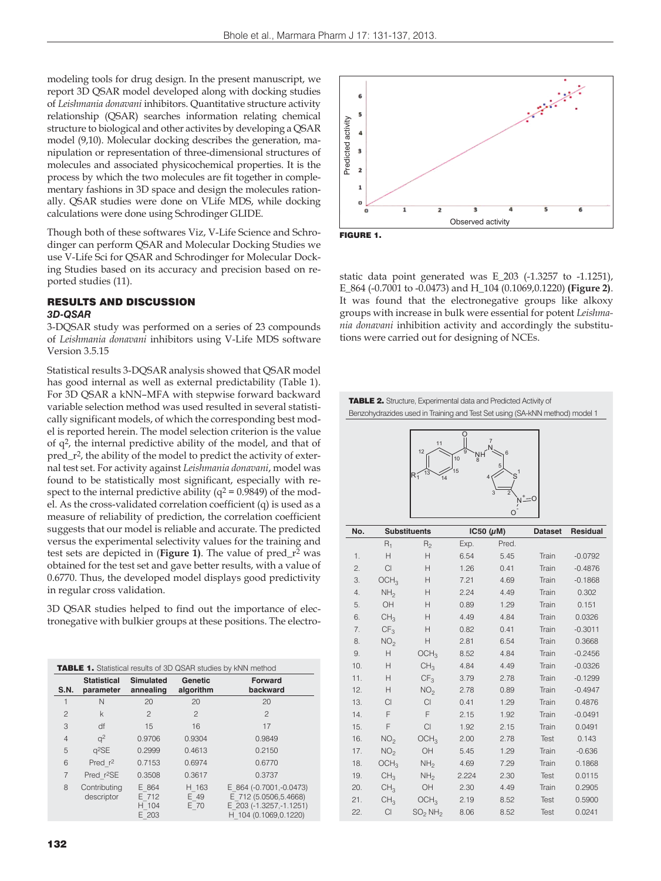modeling tools for drug design. In the present manuscript, we report 3D QSAR model developed along with docking studies of *Leishmania donavani* inhibitors. Quantitative structure activity relationship (QSAR) searches information relating chemical structure to biological and other activites by developing a QSAR model (9,10). Molecular docking describes the generation, manipulation or representation of three-dimensional structures of molecules and associated physicochemical properties. It is the process by which the two molecules are fit together in complementary fashions in 3D space and design the molecules rationally. QSAR studies were done on VLife MDS, while docking calculations were done using Schrodinger GLIDE.

Though both of these softwares Viz, V-Life Science and Schrodinger can perform QSAR and Molecular Docking Studies we use V-Life Sci for QSAR and Schrodinger for Molecular Docking Studies based on its accuracy and precision based on reported studies (11).

## RESULTS AND DISCUSSION

### 3D-QSAR

3-DQSAR study was performed on a series of 23 compounds of *Leishmania donavani* inhibitors using V-Life MDS software Version 3.5.15

Statistical results 3-DQSAR analysis showed that QSAR model has good internal as well as external predictability (Table 1). For 3D QSAR a kNN–MFA with stepwise forward backward variable selection method was used resulted in several statistically significant models, of which the corresponding best model is reported herein. The model selection criterion is the value of $q^2$, the internal predictive ability of the model, and that of pred_$r^2$, the ability of the model to predict the activity of external test set. For activity against *Leishmania donavani*, model was found to be statistically most significant, especially with respect to the internal predictive ability ($q^2$ = 0.9849) of the model. As the cross-validated correlation coefficient (q) is used as a measure of reliability of prediction, the correlation coefficient suggests that our model is reliable and accurate. The predicted versus the experimental selectivity values for the training and test sets are depicted in (**Figure 1**). The value of pred_$r^2$ was obtained for the test set and gave better results, with a value of 0.6770. Thus, the developed model displays good predictivity in regular cross validation.

3D QSAR studies helped to find out the importance of electronegative with bulkier groups at these positions. The electrostatic data point generated was E_203 (-1.3257 to -1.1251), E_864 (-0.7001 to -0.0473) and H_104 (0.1069,0.1220) **(Figure 2)**. It was found that the electronegative groups like alkoxy groups with increase in bulk were essential for potent *Leishmania donavani* inhibition activity and accordingly the substitutions were carried out for designing of NCEs.

**TABLE 1.** Statistical results of 3D QSAR studies by kNN method

| S.N. | Statistical parameter | Simulated annealing | Genetic algorithm | Forward backward |
|---|---|---|---|---|
| 1 | N | 20 | 20 | 20 |
| 2 | k | 2 | 2 | 2 |
| 3 | df | 15 | 16 | 17 |
| 4 | $q^2$ | 0.9706 | 0.9304 | 0.9849 |
| 5 | $q^2$SE | 0.2999 | 0.4613 | 0.2150 |
| 6 | Pred_$r^2$ | 0.7153 | 0.6974 | 0.6770 |
| 7 | Pred_$r^2$SE | 0.3508 | 0.3617 | 0.3737 |
| 8 | Contributing descriptor | E_864 E_712 H_104 E_203 | H_163 E_49 E_70 | E_864 (-0.7001,-0.0473) E_712 (5.0506,5.4668) E_203 (-1.3257,-1.1251) H_104 (0.1069,0.1220) |

**FIGURE 1.**

**TABLE 2.** Structure, Experimental data and Predicted Activity of Benzohydrazides used in Training and Test Set using (SA-kNN method) model 1

| No. | Substituents | | IC50 ($\mu$M) | | Dataset | Residual |
|---|---|---|---|---|---|---|
| | $R_1$ | $R_2$ | Exp. | Pred. | | |
| 1. | H | H | 6.54 | 5.45 | Train | -0.0792 |
| 2. | Cl | H | 1.26 | 0.41 | Train | -0.4876 |
| 3. | $OCH_3$ | H | 7.21 | 4.69 | Train | -0.1868 |
| 4. | $NH_2$ | H | 2.24 | 4.49 | Train | 0.302 |
| 5. | OH | H | 0.89 | 1.29 | Train | 0.151 |
| 6. | $CH_3$ | H | 4.49 | 4.84 | Train | 0.0326 |
| 7. | $CF_3$ | H | 0.82 | 0.41 | Train | -0.3011 |
| 8. | $NO_2$ | H | 2.81 | 6.54 | Train | 0.3668 |
| 9. | H | $OCH_3$ | 8.52 | 4.84 | Train | -0.2456 |
| 10. | H | $CH_3$ | 4.84 | 4.49 | Train | -0.0326 |
| 11. | H | $CF_3$ | 3.79 | 2.78 | Train | -0.1299 |
| 12. | H | $NO_2$ | 2.78 | 0.89 | Train | -0.4947 |
| 13. | Cl | Cl | 0.41 | 1.29 | Train | 0.4876 |
| 14. | F | F | 2.15 | 1.92 | Train | -0.0491 |
| 15. | F | Cl | 1.92 | 2.15 | Train | 0.0491 |
| 16. | $NO_2$ | $OCH_3$ | 2.00 | 2.78 | Test | 0.143 |
| 17. | $NO_2$ | OH | 5.45 | 1.29 | Train | -0.636 |
| 18. | $OCH_3$ | $NH_2$ | 4.69 | 7.29 | Train | 0.1868 |
| 19. | $CH_3$ | $NH_2$ | 2.224 | 2.30 | Test | 0.0115 |
| 20. | $CH_3$ | OH | 2.30 | 4.49 | Train | 0.2905 |
| 21. | $CH_3$ | $OCH_3$ | 2.19 | 8.52 | Test | 0.5900 |
| 22. | Cl | $SO_2NH_2$ | 8.06 | 8.52 | Test | 0.0241 |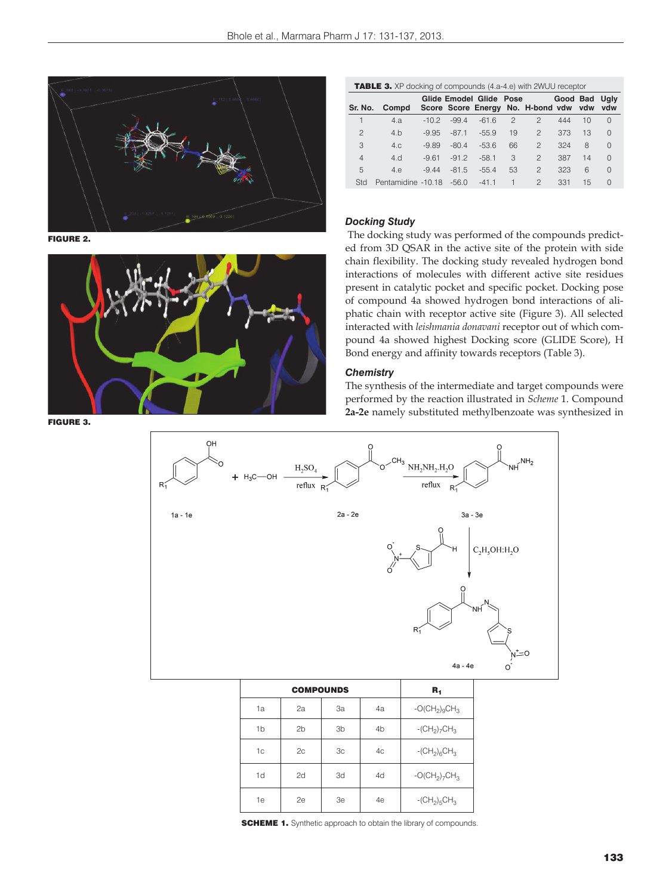FIGURE 2.

FIGURE 3.

**TABLE 3.** XP docking of compounds (4.a-4.e) with 2WUU receptor

| Sr. No. | Compd | Glide Score | Emodel Score | Glide Energy | Pose No. | H-bond | Good vdw | Bad vdw | Ugly vdw |
|---|---|---|---|---|---|---|---|---|---|
| 1 | 4.a | -10.2 | -99.4 | -61.6 | 2 | 2 | 444 | 10 | 0 |
| 2 | 4.b | -9.95 | -87.1 | -55.9 | 19 | 2 | 373 | 13 | 0 |
| 3 | 4.c | -9.89 | -80.4 | -53.6 | 66 | 2 | 324 | 8 | 0 |
| 4 | 4.d | -9.61 | -91.2 | -58.1 | 3 | 2 | 387 | 14 | 0 |
| 5 | 4.e | -9.44 | -81.5 | -55.4 | 53 | 2 | 323 | 6 | 0 |
| Std | Pentamidine | -10.18 | -56.0 | -41.1 | 1 | 2 | 331 | 15 | 0 |

### Docking Study

The docking study was performed of the compounds predicted from 3D QSAR in the active site of the protein with side chain flexibility. The docking study revealed hydrogen bond interactions of molecules with different active site residues present in catalytic pocket and specific pocket. Docking pose of compound 4a showed hydrogen bond interactions of aliphatic chain with receptor active site (Figure 3). All selected interacted with *leishmania donavani* receptor out of which compound 4a showed highest Docking score (GLIDE Score), H Bond energy and affinity towards receptors (Table 3).

### Chemistry

The synthesis of the intermediate and target compounds were performed by the reaction illustrated in *Scheme* 1. Compound **2a-2e** namely substituted methylbenzoate was synthesized in

1a - 1e + $H_3C$—OH →($H_2SO_4$, reflux) 2a - 2e →($NH_2NH_2.H_2O$, reflux) 3a - 3e →(5-nitrothiophene-2-carbaldehyde, $C_2H_5OH$:$H_2O$) 4a - 4e

| COMPOUNDS | | | | $R_1$ |
|---|---|---|---|---|
| 1a | 2a | 3a | 4a | $-O(CH_2)_9CH_3$ |
| 1b | 2b | 3b | 4b | $-(CH_2)_7CH_3$ |
| 1c | 2c | 3c | 4c | $-(CH_2)_6CH_3$ |
| 1d | 2d | 3d | 4d | $-O(CH_2)_7CH_3$ |
| 1e | 2e | 3e | 4e | $-(CH_2)_5CH_3$ |

**SCHEME 1.** Synthetic approach to obtain the library of compounds.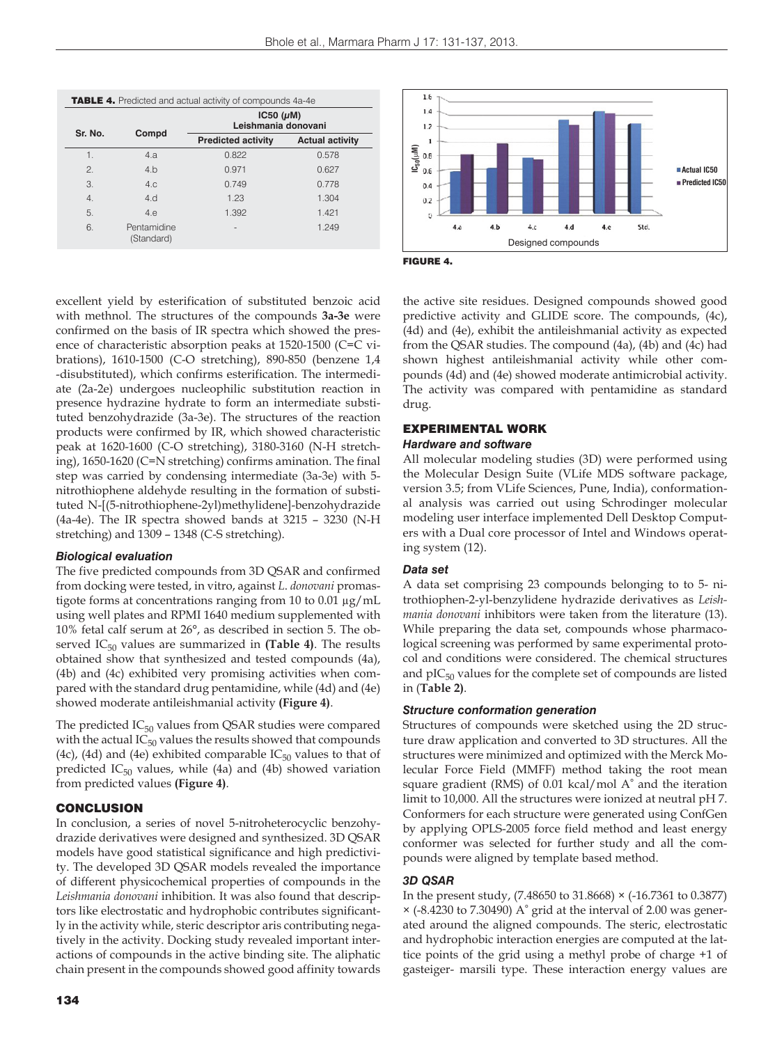**TABLE 4.** Predicted and actual activity of compounds 4a-4e

| Sr. No. | Compd | IC50 ($\mu$M) Leishmania donovani | |
|---|---|---|---|
| | | Predicted activity | Actual activity |
| 1. | 4.a | 0.822 | 0.578 |
| 2. | 4.b | 0.971 | 0.627 |
| 3. | 4.c | 0.749 | 0.778 |
| 4. | 4.d | 1.23 | 1.304 |
| 5. | 4.e | 1.392 | 1.421 |
| 6. | Pentamidine (Standard) | - | 1.249 |

**FIGURE 4.**

excellent yield by esterification of substituted benzoic acid with methnol. The structures of the compounds **3a-3e** were confirmed on the basis of IR spectra which showed the presence of characteristic absorption peaks at 1520-1500 (C=C vibrations), 1610-1500 (C-O stretching), 890-850 (benzene 1,4 -disubstituted), which confirms esterification. The intermediate (2a-2e) undergoes nucleophilic substitution reaction in presence hydrazine hydrate to form an intermediate substituted benzohydrazide (3a-3e). The structures of the reaction products were confirmed by IR, which showed characteristic peak at 1620-1600 (C-O stretching), 3180-3160 (N-H stretching), 1650-1620 (C=N stretching) confirms amination. The final step was carried by condensing intermediate (3a-3e) with 5-nitrothiophene aldehyde resulting in the formation of substituted N-[(5-nitrothiophene-2yl)methylidene]-benzohydrazide (4a-4e). The IR spectra showed bands at 3215 – 3230 (N-H stretching) and 1309 – 1348 (C-S stretching).

### Biological evaluation

The five predicted compounds from 3D QSAR and confirmed from docking were tested, in vitro, against *L. donovani* promastigote forms at concentrations ranging from 10 to 0.01 µg/mL using well plates and RPMI 1640 medium supplemented with 10% fetal calf serum at 26°, as described in section 5. The observed $IC_{50}$ values are summarized in **(Table 4)**. The results obtained show that synthesized and tested compounds (4a), (4b) and (4c) exhibited very promising activities when compared with the standard drug pentamidine, while (4d) and (4e) showed moderate antileishmanial activity **(Figure 4)**.

The predicted $IC_{50}$ values from QSAR studies were compared with the actual $IC_{50}$ values the results showed that compounds (4c), (4d) and (4e) exhibited comparable $IC_{50}$ values to that of predicted $IC_{50}$ values, while (4a) and (4b) showed variation from predicted values **(Figure 4)**.

## CONCLUSION

In conclusion, a series of novel 5-nitroheterocyclic benzohydrazide derivatives were designed and synthesized. 3D QSAR models have good statistical significance and high predictivity. The developed 3D QSAR models revealed the importance of different physicochemical properties of compounds in the *Leishmania donovani* inhibition. It was also found that descriptors like electrostatic and hydrophobic contributes significantly in the activity while, steric descriptor aris contributing negatively in the activity. Docking study revealed important interactions of compounds in the active binding site. The aliphatic chain present in the compounds showed good affinity towards the active site residues. Designed compounds showed good predictive activity and GLIDE score. The compounds, (4c), (4d) and (4e), exhibit the antileishmanial activity as expected from the QSAR studies. The compound (4a), (4b) and (4c) had shown highest antileishmanial activity while other compounds (4d) and (4e) showed moderate antimicrobial activity. The activity was compared with pentamidine as standard drug.

## EXPERIMENTAL WORK

### Hardware and software

All molecular modeling studies (3D) were performed using the Molecular Design Suite (VLife MDS software package, version 3.5; from VLife Sciences, Pune, India), conformational analysis was carried out using Schrodinger molecular modeling user interface implemented Dell Desktop Computers with a Dual core processor of Intel and Windows operating system (12).

### Data set

A data set comprising 23 compounds belonging to to 5- nitrothiophen-2-yl-benzylidene hydrazide derivatives as *Leishmania donovani* inhibitors were taken from the literature (13). While preparing the data set, compounds whose pharmacological screening was performed by same experimental protocol and conditions were considered. The chemical structures and $pIC_{50}$ values for the complete set of compounds are listed in (**Table 2**).

### Structure conformation generation

Structures of compounds were sketched using the 2D structure draw application and converted to 3D structures. All the structures were minimized and optimized with the Merck Molecular Force Field (MMFF) method taking the root mean square gradient (RMS) of 0.01 kcal/mol A° and the iteration limit to 10,000. All the structures were ionized at neutral pH 7. Conformers for each structure were generated using ConfGen by applying OPLS-2005 force field method and least energy conformer was selected for further study and all the compounds were aligned by template based method.

### 3D QSAR

In the present study, (7.48650 to 31.8668) × (-16.7361 to 0.3877) × (-8.4230 to 7.30490) A° grid at the interval of 2.00 was generated around the aligned compounds. The steric, electrostatic and hydrophobic interaction energies are computed at the lattice points of the grid using a methyl probe of charge +1 of gasteiger- marsili type. These interaction energy values are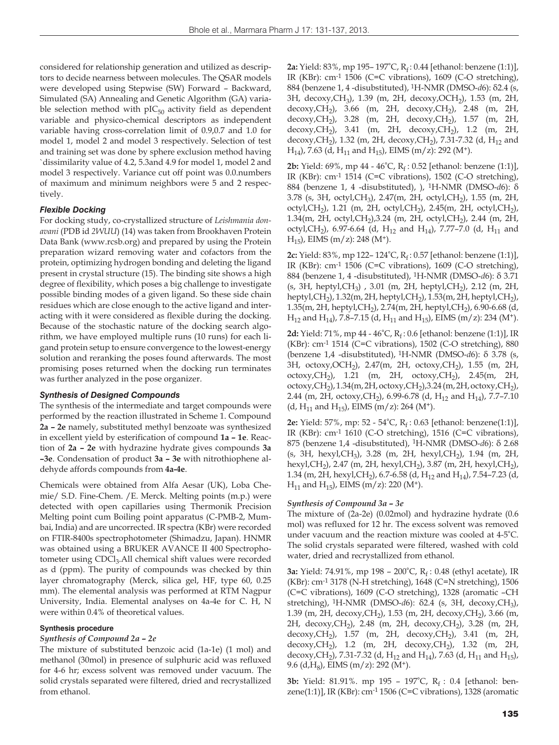considered for relationship generation and utilized as descriptors to decide nearness between molecules. The QSAR models were developed using Stepwise (SW) Forward – Backward, Simulated (SA) Annealing and Genetic Algorithm (GA) variable selection method with $pIC_{50}$ activity field as dependent variable and physico-chemical descriptors as independent variable having cross-correlation limit of 0.9,0.7 and 1.0 for model 1, model 2 and model 3 respectively. Selection of test and training set was done by sphere exclusion method having `dissimilarity value of 4.2, 5.3and 4.9 for model 1, model 2 and model 3 respectively. Variance cut off point was 0.0.numbers of maximum and minimum neighbors were 5 and 2 respectively.

### *Flexible Docking*

For docking study, co-crystallized structure of *Leishmania donavani* (PDB id *2WUU*) (14) was taken from Brookhaven Protein Data Bank (www.rcsb.org) and prepared by using the Protein preparation wizard removing water and cofactors from the protein, optimizing hydrogen bonding and deleting the ligand present in crystal structure (15). The binding site shows a high degree of flexibility, which poses a big challenge to investigate possible binding modes of a given ligand. So these side chain residues which are close enough to the active ligand and interacting with it were considered as flexible during the docking. Because of the stochastic nature of the docking search algorithm, we have employed multiple runs (10 runs) for each ligand protein setup to ensure convergence to the lowest-energy solution and reranking the poses found afterwards. The most promising poses returned when the docking run terminates was further analyzed in the pose organizer.

### *Synthesis of Designed Compounds*

The synthesis of the intermediate and target compounds were performed by the reaction illustrated in Scheme 1. Compound **2a – 2e** namely, substituted methyl benzoate was synthesized in excellent yield by esterification of compound **1a – 1e**. Reaction of **2a – 2e** with hydrazine hydrate gives compounds **3a –3e**. Condensation of product **3a – 3e** with nitrothiophene aldehyde affords compounds from **4a-4e**.

Chemicals were obtained from Alfa Aesar (UK), Loba Chemie/ S.D. Fine-Chem. /E. Merck. Melting points (m.p.) were detected with open capillaries using Thermonik Precision Melting point cum Boiling point apparatus (C-PMB-2, Mumbai, India) and are uncorrected. IR spectra (KBr) were recorded on FTIR-8400s spectrophotometer (Shimadzu, Japan). HNMR was obtained using a BRUKER AVANCE II 400 Spectrophotometer using $CDCl_3$.All chemical shift values were recorded as d (ppm). The purity of compounds was checked by thin layer chromatography (Merck, silica gel, HF, type 60, 0.25 mm). The elemental analysis was performed at RTM Nagpur University, India. Elemental analyses on 4a-4e for C. H, N were within 0.4% of theoretical values.

#### **Synthesis procedure**

#### *Synthesis of Compound 2a – 2e*

The mixture of substituted benzoic acid (1a-1e) (1 mol) and methanol (30mol) in presence of sulphuric acid was refluxed for 4-6 hr; excess solvent was removed under vacuum. The solid crystals separated were filtered, dried and recrystallized from ethanol.

**2a:** Yield: 83%, mp 195– 197˚C, $R_f$ : 0.44 [ethanol: benzene (1:1)], IR (KBr): $cm^{-1}$ 1506 (C=C vibrations), 1609 (C-O stretching), 884 (benzene 1, 4 -disubstituted), $^1$H-NMR (DMSO-*d6*): δ2.4 (s, 3H, decoxy,$CH_3$), 1.39 (m, 2H, decoxy,$OCH_2$), 1.53 (m, 2H, decoxy,$CH_2$), 3.66 (m, 2H, decoxy,$CH_2$), 2.48 (m, 2H, decoxy,$CH_2$), 3.28 (m, 2H, decoxy,$CH_2$), 1.57 (m, 2H, decoxy,$CH_2$), 3.41 (m, 2H, decoxy,$CH_2$), 1.2 (m, 2H, decoxy,$CH_2$), 1.32 (m, 2H, decoxy,$CH_2$), 7.31-7.32 (d, $H_{12}$ and $H_{14}$), 7.63 (d, $H_{11}$ and $H_{15}$), EIMS (m/z): 292 ($M^+$).

**2b:** Yield: 69%, mp 44 - 46˚C, $R_f$ : 0.52 [ethanol: benzene (1:1)], IR (KBr): $cm^{-1}$ 1514 (C=C vibrations), 1502 (C-O stretching), 884 (benzene 1, 4 -disubstituted), ), $^1$H-NMR (DMSO-*d6*): δ 3.78 (s, 3H, octyl,$CH_3$), 2.47(m, 2H, octyl,$CH_2$), 1.55 (m, 2H, octyl,$CH_2$), 1.21 (m, 2H, octyl,$CH_2$), 2.45(m, 2H, octyl,$CH_2$), 1.34(m, 2H, octyl,$CH_2$),3.24 (m, 2H, octyl,$CH_2$), 2.44 (m, 2H, octyl,$CH_2$), 6.97-6.64 (d, $H_{12}$ and $H_{14}$), 7.77–7.0 (d, $H_{11}$ and $H_{15}$), EIMS (m/z): 248 ($M^+$).

**2c:** Yield: 83%, mp 122– 124˚C, $R_f$ : 0.57 [ethanol: benzene (1:1)], IR (KBr): $cm^{-1}$ 1506 (C=C vibrations), 1609 (C-O stretching), 884 (benzene 1, 4 -disubstituted), $^1$H-NMR (DMSO-*d6*): δ 3.71 (s, 3H, heptyl,$CH_3$) , 3.01 (m, 2H, heptyl,$CH_2$), 2.12 (m, 2H, heptyl,$CH_2$), 1.32(m, 2H, heptyl,$CH_2$), 1.53(m, 2H, heptyl,$CH_2$), 1.35(m, 2H, heptyl,$CH_2$), 2.74(m, 2H, heptyl,$CH_2$), 6.90-6.68 (d, $H_{12}$ and $H_{14}$), 7.8–7.15 (d, $H_{11}$ and $H_{15}$), EIMS (m/z): 234 ($M^+$).

**2d:** Yield: 71%, mp 44 - 46˚C, $R_f$ : 0.6 [ethanol: benzene (1:1)], IR (KBr): $cm^{-1}$ 1514 (C=C vibrations), 1502 (C-O stretching), 880 (benzene 1,4 -disubstituted), $^1$H-NMR (DMSO-*d6*): δ 3.78 (s, 3H, octoxy,$OCH_2$), 2.47(m, 2H, octoxy,$CH_2$), 1.55 (m, 2H, octoxy,$CH_2$), 1.21 (m, 2H, octoxy,$CH_2$), 2.45(m, 2H, octoxy,$CH_2$), 1.34(m, 2H, octoxy,$CH_2$),3.24 (m, 2H, octoxy,$CH_2$), 2.44 (m, 2H, octoxy,$CH_2$), 6.99-6.78 (d, $H_{12}$ and $H_{14}$), 7.7–7.10 (d, $H_{11}$ and $H_{15}$), EIMS (m/z): 264 ($M^+$).

**2e:** Yield: 57%, mp: 52 - 54˚C, $R_f$ : 0.63 [ethanol: benzene(1:1)], IR (KBr): $cm^{-1}$ 1610 (C-O stretching), 1516 (C=C vibrations), 875 (benzene 1,4 -disubstituted), $^1$H-NMR (DMSO-*d6*): δ 2.68 (s, 3H, hexyl,$CH_3$), 3.28 (m, 2H, hexyl,$CH_2$), 1.94 (m, 2H, hexyl,$CH_2$), 2.47 (m, 2H, hexyl,$CH_2$), 3.87 (m, 2H, hexyl,$CH_2$), 1.34 (m, 2H, hexyl,$CH_2$), 6.7-6.58 (d, $H_{12}$ and $H_{14}$), 7.54–7.23 (d, $H_{11}$ and $H_{15}$), EIMS (m/z): 220 ($M^+$).

#### *Synthesis of Compound 3a – 3e*

The mixture of (2a-2e) (0.02mol) and hydrazine hydrate (0.6 mol) was refluxed for 12 hr. The excess solvent was removed under vacuum and the reaction mixture was cooled at 4-5˚C. The solid crystals separated were filtered, washed with cold water, dried and recrystallized from ethanol.

**3a:** Yield: 74.91%, mp 198 – 200˚C, $R_f$ : 0.48 (ethyl acetate), IR (KBr): $cm^{-1}$ 3178 (N-H stretching), 1648 (C=N stretching), 1506 (C=C vibrations), 1609 (C-O stretching), 1328 (aromatic –CH stretching), $^1$H-NMR (DMSO-*d6*): δ2.4 (s, 3H, decoxy,$CH_3$), 1.39 (m, 2H, decoxy,$CH_2$), 1.53 (m, 2H, decoxy,$CH_2$), 3.66 (m, 2H, decoxy,$CH_2$), 2.48 (m, 2H, decoxy,$CH_2$), 3.28 (m, 2H, decoxy,$CH_2$), 1.57 (m, 2H, decoxy,$CH_2$), 3.41 (m, 2H, decoxy,$CH_2$), 1.2 (m, 2H, decoxy,$CH_2$), 1.32 (m, 2H, decoxy,$CH_2$), 7.31-7.32 (d, $H_{12}$ and $H_{14}$), 7.63 (d, $H_{11}$ and $H_{15}$), 9.6 (d,$H_8$), EIMS (m/z): 292 ($M^+$).

**3b:** Yield: 81.91%. mp 195 – 197˚C, $R_f$ : 0.4 [ethanol: benzene(1:1)], IR (KBr): $cm^{-1}$ 1506 (C=C vibrations), 1328 (aromatic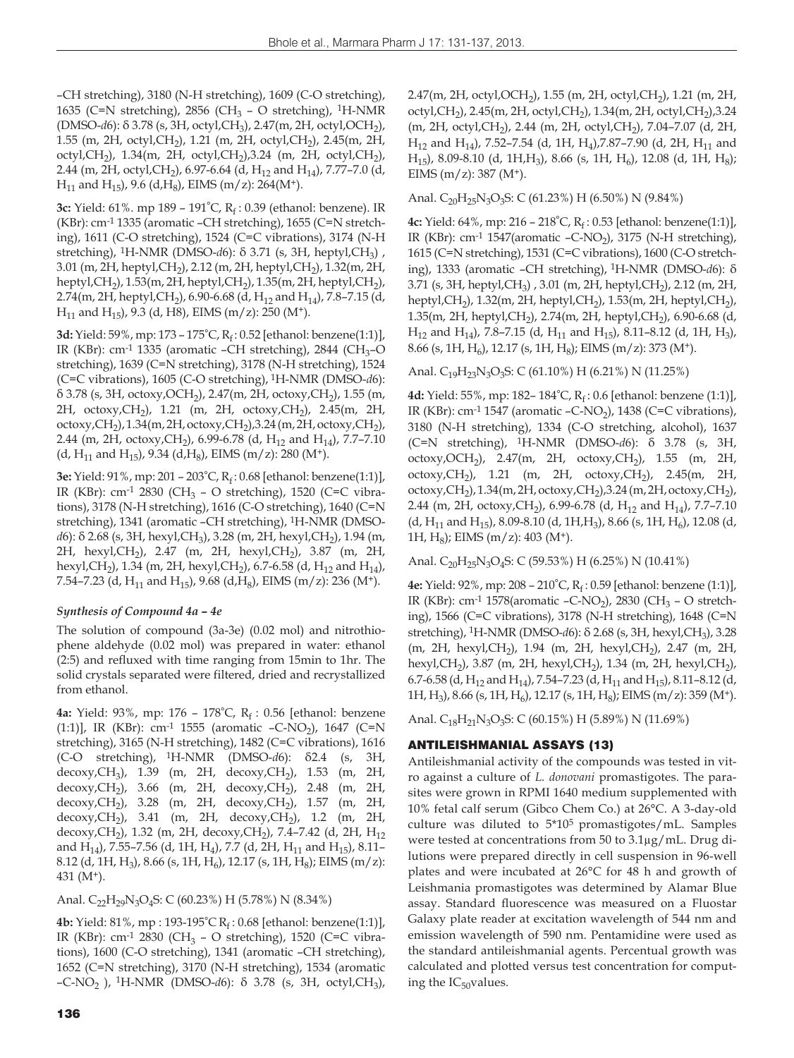–CH stretching), 3180 (N-H stretching), 1609 (C-O stretching), 1635 (C=N stretching), 2856 ($CH_3$ – O stretching), $^1$H-NMR (DMSO-*d*6): δ 3.78 (s, 3H, octyl,$CH_3$), 2.47(m, 2H, octyl,$OCH_2$), 1.55 (m, 2H, octyl,$CH_2$), 1.21 (m, 2H, octyl,$CH_2$), 2.45(m, 2H, octyl,$CH_2$), 1.34(m, 2H, octyl,$CH_2$),3.24 (m, 2H, octyl,$CH_2$), 2.44 (m, 2H, octyl,$CH_2$), 6.97-6.64 (d, $H_{12}$ and $H_{14}$), 7.77–7.0 (d, $H_{11}$ and $H_{15}$), 9.6 (d,$H_8$), EIMS (m/z): 264($M^+$).

**3c:** Yield: 61%. mp 189 – 191˚C, $R_f$ : 0.39 (ethanol: benzene). IR (KBr): $cm^{-1}$ 1335 (aromatic –CH stretching), 1655 (C=N stretching), 1611 (C-O stretching), 1524 (C=C vibrations), 3174 (N-H stretching), $^1$H-NMR (DMSO-*d*6): δ 3.71 (s, 3H, heptyl,$CH_3$) , 3.01 (m, 2H, heptyl,$CH_2$), 2.12 (m, 2H, heptyl,$CH_2$), 1.32(m, 2H, heptyl,$CH_2$), 1.53(m, 2H, heptyl,$CH_2$), 1.35(m, 2H, heptyl,$CH_2$), 2.74(m, 2H, heptyl,$CH_2$), 6.90-6.68 (d, $H_{12}$ and $H_{14}$), 7.8–7.15 (d, $H_{11}$ and $H_{15}$), 9.3 (d, H8), EIMS (m/z): 250 ($M^+$).

**3d:** Yield: 59%, mp: 173 – 175˚C, $R_f$ : 0.52 [ethanol: benzene(1:1)], IR (KBr): $cm^{-1}$ 1335 (aromatic –CH stretching), 2844 ($CH_3$–O stretching), 1639 (C=N stretching), 3178 (N-H stretching), 1524 (C=C vibrations), 1605 (C-O stretching), $^1$H-NMR (DMSO-*d*6): δ 3.78 (s, 3H, octoxy,$OCH_2$), 2.47(m, 2H, octoxy,$CH_2$), 1.55 (m, 2H, octoxy,$CH_2$), 1.21 (m, 2H, octoxy,$CH_2$), 2.45(m, 2H, octoxy,$CH_2$), 1.34(m, 2H, octoxy,$CH_2$),3.24 (m, 2H, octoxy,$CH_2$), 2.44 (m, 2H, octoxy,$CH_2$), 6.99-6.78 (d, $H_{12}$ and $H_{14}$), 7.7–7.10 (d, $H_{11}$ and $H_{15}$), 9.34 (d,$H_8$), EIMS (m/z): 280 ($M^+$).

**3e:** Yield: 91%, mp: 201 – 203˚C, $R_f$ : 0.68 [ethanol: benzene(1:1)], IR (KBr): $cm^{-1}$ 2830 ($CH_3$ – O stretching), 1520 (C=C vibrations), 3178 (N-H stretching), 1616 (C-O stretching), 1640 (C=N stretching), 1341 (aromatic –CH stretching), $^1$H-NMR (DMSO-*d*6): δ 2.68 (s, 3H, hexyl,$CH_3$), 3.28 (m, 2H, hexyl,$CH_2$), 1.94 (m, 2H, hexyl,$CH_2$), 2.47 (m, 2H, hexyl,$CH_2$), 3.87 (m, 2H, hexyl,$CH_2$), 1.34 (m, 2H, hexyl,$CH_2$), 6.7-6.58 (d, $H_{12}$ and $H_{14}$), 7.54–7.23 (d, $H_{11}$ and $H_{15}$), 9.68 (d,$H_8$), EIMS (m/z): 236 ($M^+$).

### *Synthesis of Compound 4a – 4e*

The solution of compound (3a-3e) (0.02 mol) and nitrothiophene aldehyde (0.02 mol) was prepared in water: ethanol (2:5) and refluxed with time ranging from 15min to 1hr. The solid crystals separated were filtered, dried and recrystallized from ethanol.

**4a:** Yield: 93%, mp: 176 – 178˚C, $R_f$ : 0.56 [ethanol: benzene (1:1)], IR (KBr): $cm^{-1}$ 1555 (aromatic –C-$NO_2$), 1647 (C=N stretching), 3165 (N-H stretching), 1482 (C=C vibrations), 1616 (C-O stretching), $^1$H-NMR (DMSO-*d*6): δ2.4 (s, 3H, decoxy,$CH_3$), 1.39 (m, 2H, decoxy,$CH_2$), 1.53 (m, 2H, decoxy,$CH_2$), 3.66 (m, 2H, decoxy,$CH_2$), 2.48 (m, 2H, decoxy,$CH_2$), 3.28 (m, 2H, decoxy,$CH_2$), 1.57 (m, 2H, decoxy,$CH_2$), 3.41 (m, 2H, decoxy,$CH_2$), 1.2 (m, 2H, decoxy,$CH_2$), 1.32 (m, 2H, decoxy,$CH_2$), 7.4–7.42 (d, 2H, $H_{12}$ and $H_{14}$), 7.55–7.56 (d, 1H, $H_4$), 7.7 (d, 2H, $H_{11}$ and $H_{15}$), 8.11–8.12 (d, 1H, $H_3$), 8.66 (s, 1H, $H_6$), 12.17 (s, 1H, $H_8$); EIMS (m/z): 431 ($M^+$).

Anal. $C_{22}H_{29}N_3O_4S$: C (60.23%) H (5.78%) N (8.34%)

**4b:** Yield: 81%, mp : 193-195˚C $R_f$ : 0.68 [ethanol: benzene(1:1)], IR (KBr): $cm^{-1}$ 2830 ($CH_3$ – O stretching), 1520 (C=C vibrations), 1600 (C-O stretching), 1341 (aromatic –CH stretching), 1652 (C=N stretching), 3170 (N-H stretching), 1534 (aromatic –C-$NO_2$ ), $^1$H-NMR (DMSO-*d*6): δ 3.78 (s, 3H, octyl,$CH_3$), 2.47(m, 2H, octyl,$OCH_2$), 1.55 (m, 2H, octyl,$CH_2$), 1.21 (m, 2H, octyl,$CH_2$), 2.45(m, 2H, octyl,$CH_2$), 1.34(m, 2H, octyl,$CH_2$),3.24 (m, 2H, octyl,$CH_2$), 2.44 (m, 2H, octyl,$CH_2$), 7.04–7.07 (d, 2H, $H_{12}$ and $H_{14}$), 7.52–7.54 (d, 1H, $H_4$),7.87–7.90 (d, 2H, $H_{11}$ and $H_{15}$), 8.09-8.10 (d, 1H,$H_3$), 8.66 (s, 1H, $H_6$), 12.08 (d, 1H, $H_8$); EIMS (m/z): 387 ($M^+$).

Anal. $C_{20}H_{25}N_3O_3S$: C (61.23%) H (6.50%) N (9.84%)

**4c:** Yield: 64%, mp: 216 – 218˚C, $R_f$ : 0.53 [ethanol: benzene(1:1)], IR (KBr): $cm^{-1}$ 1547(aromatic –C-$NO_2$), 3175 (N-H stretching), 1615 (C=N stretching), 1531 (C=C vibrations), 1600 (C-O stretching), 1333 (aromatic –CH stretching), $^1$H-NMR (DMSO-*d*6): δ 3.71 (s, 3H, heptyl,$CH_3$) , 3.01 (m, 2H, heptyl,$CH_2$), 2.12 (m, 2H, heptyl,$CH_2$), 1.32(m, 2H, heptyl,$CH_2$), 1.53(m, 2H, heptyl,$CH_2$), 1.35(m, 2H, heptyl,$CH_2$), 2.74(m, 2H, heptyl,$CH_2$), 6.90-6.68 (d, $H_{12}$ and $H_{14}$), 7.8–7.15 (d, $H_{11}$ and $H_{15}$), 8.11–8.12 (d, 1H, $H_3$), 8.66 (s, 1H, $H_6$), 12.17 (s, 1H, $H_8$); EIMS (m/z): 373 ($M^+$).

Anal. $C_{19}H_{23}N_3O_3S$: C (61.10%) H (6.21%) N (11.25%)

**4d:** Yield: 55%, mp: 182– 184˚C, $R_f$ : 0.6 [ethanol: benzene (1:1)], IR (KBr): $cm^{-1}$ 1547 (aromatic –C-$NO_2$), 1438 (C=C vibrations), 3180 (N-H stretching), 1334 (C-O stretching, alcohol), 1637 (C=N stretching), $^1$H-NMR (DMSO-*d*6): δ 3.78 (s, 3H, octoxy,$OCH_2$), 2.47(m, 2H, octoxy,$CH_2$), 1.55 (m, 2H, octoxy,$CH_2$), 1.21 (m, 2H, octoxy,$CH_2$), 2.45(m, 2H, octoxy,$CH_2$), 1.34(m, 2H, octoxy,$CH_2$),3.24 (m, 2H, octoxy,$CH_2$), 2.44 (m, 2H, octoxy,$CH_2$), 6.99-6.78 (d, $H_{12}$ and $H_{14}$), 7.7–7.10 (d, $H_{11}$ and $H_{15}$), 8.09-8.10 (d, 1H,$H_3$), 8.66 (s, 1H, $H_6$), 12.08 (d, 1H, $H_8$); EIMS (m/z): 403 ($M^+$).

Anal. $C_{20}H_{25}N_3O_4S$: C (59.53%) H (6.25%) N (10.41%)

**4e:** Yield: 92%, mp: 208 – 210˚C, $R_f$ : 0.59 [ethanol: benzene (1:1)], IR (KBr): $cm^{-1}$ 1578(aromatic –C-$NO_2$), 2830 ($CH_3$ – O stretching), 1566 (C=C vibrations), 3178 (N-H stretching), 1648 (C=N stretching), $^1$H-NMR (DMSO-*d*6): δ 2.68 (s, 3H, hexyl,$CH_3$), 3.28 (m, 2H, hexyl,$CH_2$), 1.94 (m, 2H, hexyl,$CH_2$), 2.47 (m, 2H, hexyl,$CH_2$), 3.87 (m, 2H, hexyl,$CH_2$), 1.34 (m, 2H, hexyl,$CH_2$), 6.7-6.58 (d, $H_{12}$ and $H_{14}$), 7.54–7.23 (d, $H_{11}$ and $H_{15}$), 8.11–8.12 (d, 1H, $H_3$), 8.66 (s, 1H, $H_6$), 12.17 (s, 1H, $H_8$); EIMS (m/z): 359 ($M^+$).

Anal. $C_{18}H_{21}N_3O_3S$: C (60.15%) H (5.89%) N (11.69%)

## ANTILEISHMANIAL ASSAYS (13)

Antileishmanial activity of the compounds was tested in vitro against a culture of *L. donovani* promastigotes. The parasites were grown in RPMI 1640 medium supplemented with 10% fetal calf serum (Gibco Chem Co.) at 26°C. A 3-day-old culture was diluted to 5*10$^5$ promastigotes/mL. Samples were tested at concentrations from 50 to 3.1μg/mL. Drug dilutions were prepared directly in cell suspension in 96-well plates and were incubated at 26°C for 48 h and growth of Leishmania promastigotes was determined by Alamar Blue assay. Standard fluorescence was measured on a Fluostar Galaxy plate reader at excitation wavelength of 544 nm and emission wavelength of 590 nm. Pentamidine were used as the standard antileishmanial agents. Percentual growth was calculated and plotted versus test concentration for computing the $IC_{50}$values.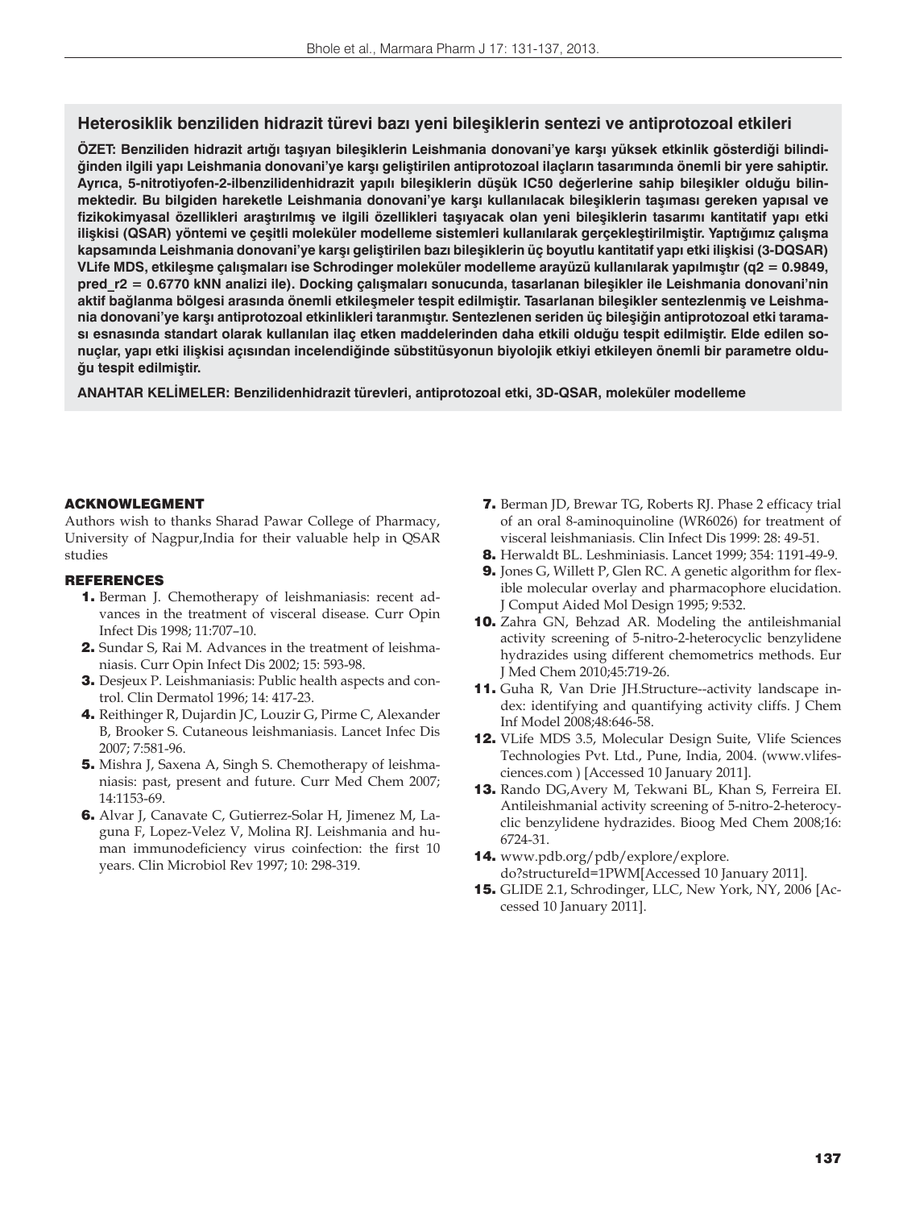## Heterosiklik benziliden hidrazit türevi bazı yeni bileşiklerin sentezi ve antiprotozoal etkileri

**ÖZET: Benziliden hidrazit artığı taşıyan bileşiklerin Leishmania donovani'ye karşı yüksek etkinlik gösterdiği bilindiğinden ilgili yapı Leishmania donovani'ye karşı geliştirilen antiprotozoal ilaçların tasarımında önemli bir yere sahiptir. Ayrıca, 5-nitrotiyofen-2-ilbenzilidenhidrazit yapılı bileşiklerin düşük IC50 değerlerine sahip bileşikler olduğu bilinmektedir. Bu bilgiden hareketle Leishmania donovani'ye karşı kullanılacak bileşiklerin taşıması gereken yapısal ve fizikokimyasal özellikleri araştırılmış ve ilgili özellikleri taşıyacak olan yeni bileşiklerin tasarımı kantitatif yapı etki ilişkisi (QSAR) yöntemi ve çeşitli moleküler modelleme sistemleri kullanılarak gerçekleştirilmiştir. Yaptığımız çalışma kapsamında Leishmania donovani'ye karşı geliştirilen bazı bileşiklerin üç boyutlu kantitatif yapı etki ilişkisi (3-DQSAR) VLife MDS, etkileşme çalışmaları ise Schrodinger moleküler modelleme arayüzü kullanılarak yapılmıştır (q2 = 0.9849, pred_r2 = 0.6770 kNN analizi ile). Docking çalışmaları sonucunda, tasarlanan bileşikler ile Leishmania donovani'nin aktif bağlanma bölgesi arasında önemli etkileşmeler tespit edilmiştir. Tasarlanan bileşikler sentezlenmiş ve Leishmania donovani'ye karşı antiprotozoal etkinlikleri taranmıştır. Sentezlenen seriden üç bileşiğin antiprotozoal etki taraması esnasında standart olarak kullanılan ilaç etken maddelerinden daha etkili olduğu tespit edilmiştir. Elde edilen sonuçlar, yapı etki ilişkisi açısından incelendiğinde sübstitüsyonun biyolojik etkiyi etkileyen önemli bir parametre olduğu tespit edilmiştir.**

**ANAHTAR KELİMELER: Benzilidenhidrazit türevleri, antiprotozoal etki, 3D-QSAR, moleküler modelleme**

### ACKNOWLEGMENT

Authors wish to thanks Sharad Pawar College of Pharmacy, University of Nagpur,India for their valuable help in QSAR studies

### REFERENCES

1. Berman J. Chemotherapy of leishmaniasis: recent advances in the treatment of visceral disease. Curr Opin Infect Dis 1998; 11:707–10.
2. Sundar S, Rai M. Advances in the treatment of leishmaniasis. Curr Opin Infect Dis 2002; 15: 593-98.
3. Desjeux P. Leishmaniasis: Public health aspects and control. Clin Dermatol 1996; 14: 417-23.
4. Reithinger R, Dujardin JC, Louzir G, Pirme C, Alexander B, Brooker S. Cutaneous leishmaniasis. Lancet Infec Dis 2007; 7:581-96.
5. Mishra J, Saxena A, Singh S. Chemotherapy of leishmaniasis: past, present and future. Curr Med Chem 2007; 14:1153-69.
6. Alvar J, Canavate C, Gutierrez-Solar H, Jimenez M, Laguna F, Lopez-Velez V, Molina RJ. Leishmania and human immunodeficiency virus coinfection: the first 10 years. Clin Microbiol Rev 1997; 10: 298-319.
7. Berman JD, Brewar TG, Roberts RJ. Phase 2 efficacy trial of an oral 8-aminoquinoline (WR6026) for treatment of visceral leishmaniasis. Clin Infect Dis 1999: 28: 49-51.
8. Herwaldt BL. Leshminiasis. Lancet 1999; 354: 1191-49-9.
9. Jones G, Willett P, Glen RC. A genetic algorithm for flexible molecular overlay and pharmacophore elucidation. J Comput Aided Mol Design 1995; 9:532.
10. Zahra GN, Behzad AR. Modeling the antileishmanial activity screening of 5-nitro-2-heterocyclic benzylidene hydrazides using different chemometrics methods. Eur J Med Chem 2010;45:719-26.
11. Guha R, Van Drie JH.Structure--activity landscape index: identifying and quantifying activity cliffs. J Chem Inf Model 2008;48:646-58.
12. VLife MDS 3.5, Molecular Design Suite, Vlife Sciences Technologies Pvt. Ltd., Pune, India, 2004. (www.vlifesciences.com ) [Accessed 10 January 2011].
13. Rando DG,Avery M, Tekwani BL, Khan S, Ferreira EI. Antileishmanial activity screening of 5-nitro-2-heterocyclic benzylidene hydrazides. Bioog Med Chem 2008;16: 6724-31.
14. www.pdb.org/pdb/explore/explore.do?structureId=1PWM[Accessed 10 January 2011].
15. GLIDE 2.1, Schrodinger, LLC, New York, NY, 2006 [Accessed 10 January 2011].